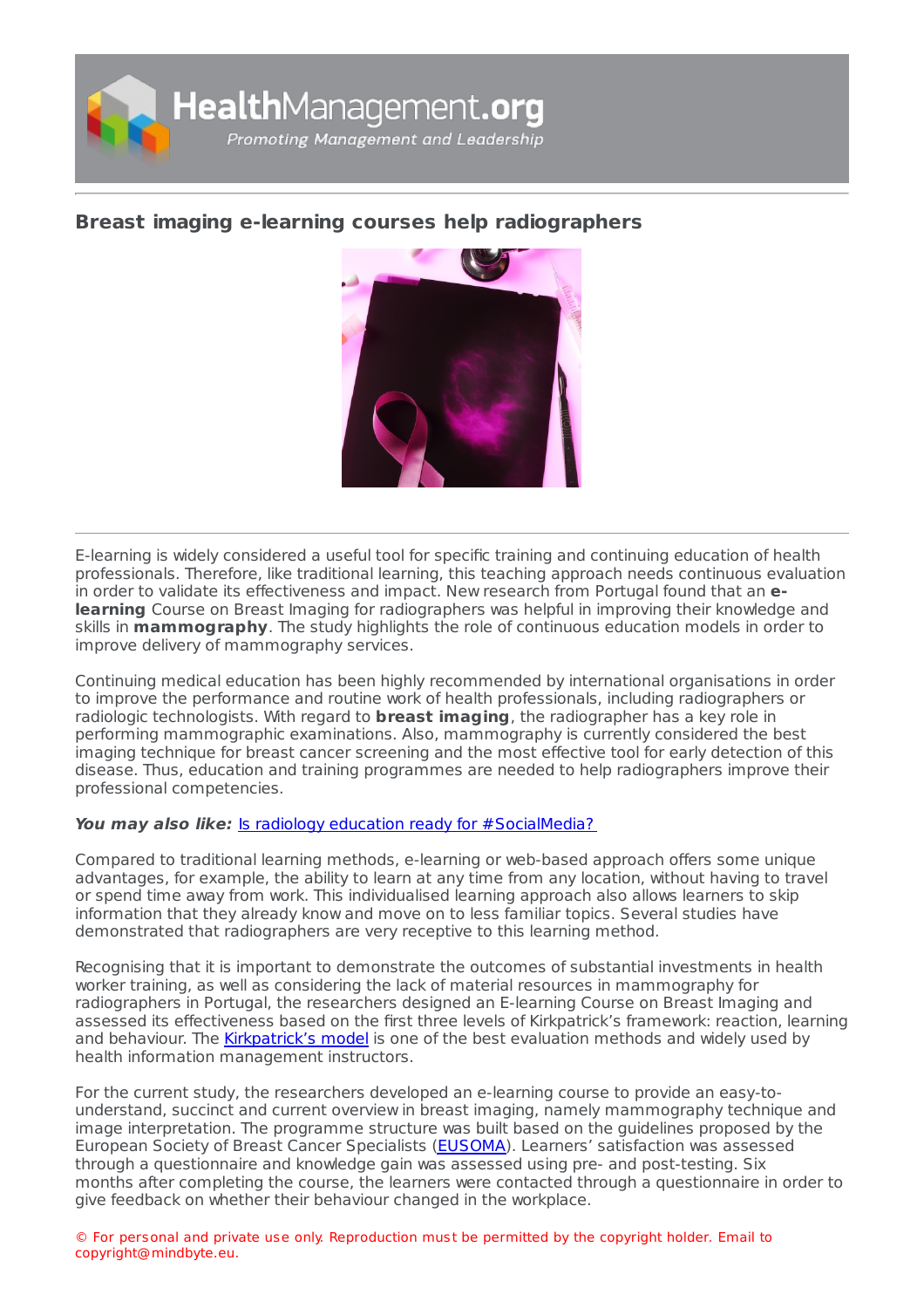# Breast imaging e-learning courses help radiographers

E-learning is widely considered a useful tool for specific training and continuing education of health professionals. Therefore, like traditional learning, this teaching approach needs continuous evaluation in order to validate its effectiveness and impact. New research from Portugal found that an **e-learning** Course on Breast Imaging for radiographers was helpful in improving their knowledge and skills in **mammography**. The study highlights the role of continuous education models in order to improve delivery of mammography services.

Continuing medical education has been highly recommended by international organisations in order to improve the performance and routine work of health professionals, including radiographers or radiologic technologists. With regard to **breast imaging**, the radiographer has a key role in performing mammographic examinations. Also, mammography is currently considered the best imaging technique for breast cancer screening and the most effective tool for early detection of this disease. Thus, education and training programmes are needed to help radiographers improve their professional competencies.

***You may also like:*** [Is radiology education ready for #SocialMedia?]

Compared to traditional learning methods, e-learning or web-based approach offers some unique advantages, for example, the ability to learn at any time from any location, without having to travel or spend time away from work. This individualised learning approach also allows learners to skip information that they already know and move on to less familiar topics. Several studies have demonstrated that radiographers are very receptive to this learning method.

Recognising that it is important to demonstrate the outcomes of substantial investments in health worker training, as well as considering the lack of material resources in mammography for radiographers in Portugal, the researchers designed an E-learning Course on Breast Imaging and assessed its effectiveness based on the first three levels of Kirkpatrick's framework: reaction, learning and behaviour. The [Kirkpatrick's model] is one of the best evaluation methods and widely used by health information management instructors.

For the current study, the researchers developed an e-learning course to provide an easy-to-understand, succinct and current overview in breast imaging, namely mammography technique and image interpretation. The programme structure was built based on the guidelines proposed by the European Society of Breast Cancer Specialists ([EUSOMA]). Learners' satisfaction was assessed through a questionnaire and knowledge gain was assessed using pre- and post-testing. Six months after completing the course, the learners were contacted through a questionnaire in order to give feedback on whether their behaviour changed in the workplace.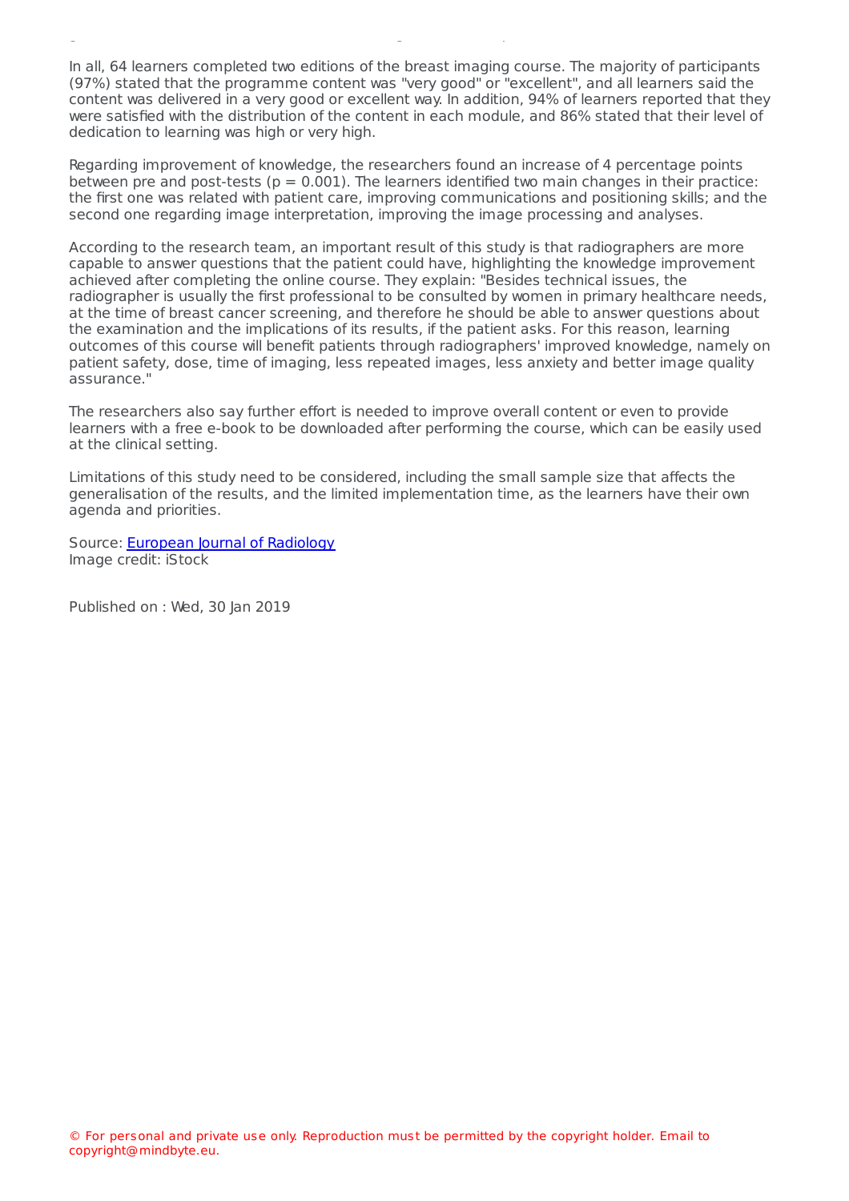In all, 64 learners completed two editions of the breast imaging course. The majority of participants (97%) stated that the programme content was "very good" or "excellent", and all learners said the content was delivered in a very good or excellent way. In addition, 94% of learners reported that they were satisfied with the distribution of the content in each module, and 86% stated that their level of dedication to learning was high or very high.

Regarding improvement of knowledge, the researchers found an increase of 4 percentage points between pre and post-tests ($p = 0.001$). The learners identified two main changes in their practice: the first one was related with patient care, improving communications and positioning skills; and the second one regarding image interpretation, improving the image processing and analyses.

According to the research team, an important result of this study is that radiographers are more capable to answer questions that the patient could have, highlighting the knowledge improvement achieved after completing the online course. They explain: "Besides technical issues, the radiographer is usually the first professional to be consulted by women in primary healthcare needs, at the time of breast cancer screening, and therefore he should be able to answer questions about the examination and the implications of its results, if the patient asks. For this reason, learning outcomes of this course will benefit patients through radiographers' improved knowledge, namely on patient safety, dose, time of imaging, less repeated images, less anxiety and better image quality assurance."

The researchers also say further effort is needed to improve overall content or even to provide learners with a free e-book to be downloaded after performing the course, which can be easily used at the clinical setting.

Limitations of this study need to be considered, including the small sample size that affects the generalisation of the results, and the limited implementation time, as the learners have their own agenda and priorities.

Source: European Journal of Radiology
Image credit: iStock

Published on : Wed, 30 Jan 2019

© For personal and private use only. Reproduction must be permitted by the copyright holder. Email to copyright@mindbyte.eu.